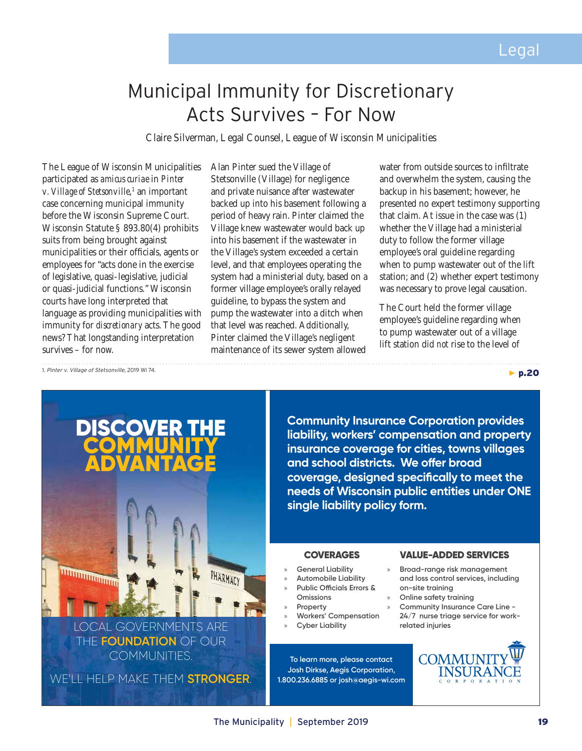# Municipal Immunity for Discretionary Acts Survives – For Now

Claire Silverman, Legal Counsel, League of Wisconsin Municipalities

The League of Wisconsin Municipalities participated as *amicus curiae* in *Pinter v. Village of Stetsonville*,[1] an important case concerning municipal immunity before the Wisconsin Supreme Court. Wisconsin Statute § 893.80(4) prohibits suits from being brought against municipalities or their officials, agents or employees for "acts done in the exercise of legislative, quasi-legislative, judicial or quasi-judicial functions." Wisconsin courts have long interpreted that language as providing municipalities with immunity for *discretionary* acts. The good news? That longstanding interpretation survives – for now.

Alan Pinter sued the Village of Stetsonville (Village) for negligence and private nuisance after wastewater backed up into his basement following a period of heavy rain. Pinter claimed the Village knew wastewater would back up into his basement if the wastewater in the Village's system exceeded a certain level, and that employees operating the system had a ministerial duty, based on a former village employee's orally relayed guideline, to bypass the system and pump the wastewater into a ditch when that level was reached. Additionally, Pinter claimed the Village's negligent maintenance of its sewer system allowed water from outside sources to infiltrate and overwhelm the system, causing the backup in his basement; however, he presented no expert testimony supporting that claim. At issue in the case was (1) whether the Village had a ministerial duty to follow the former village employee's oral guideline regarding when to pump wastewater out of the lift station; and (2) whether expert testimony was necessary to prove legal causation.

The Court held the former village employee's guideline regarding when to pump wastewater out of a village lift station did *not* rise to the level of

► p.20

1. *Pinter v. Village of Stetsonville*, 2019 WI 74.

---

**DISCOVER THE COMMUNITY ADVANTAGE**

LOCAL GOVERNMENTS ARE THE **FOUNDATION** OF OUR COMMUNITIES.

WE'LL HELP MAKE THEM **STRONGER**.

**Community Insurance Corporation provides liability, workers' compensation and property insurance coverage for cities, towns villages and school districts. We offer broad coverage, designed specifically to meet the needs of Wisconsin public entities under ONE single liability policy form.**

**COVERAGES**

- General Liability
- Automobile Liability
- Public Officials Errors & Omissions
- Property
- Workers' Compensation
- Cyber Liability

**VALUE-ADDED SERVICES**

- Broad-range risk management and loss control services, including on-site training
- Online safety training
- Community Insurance Care Line - 24/7 nurse triage service for work-related injuries

To learn more, please contact Josh Dirkse, Aegis Corporation, 1.800.236.6885 or josh@aegis-wi.com

COMMUNITY INSURANCE CORPORATION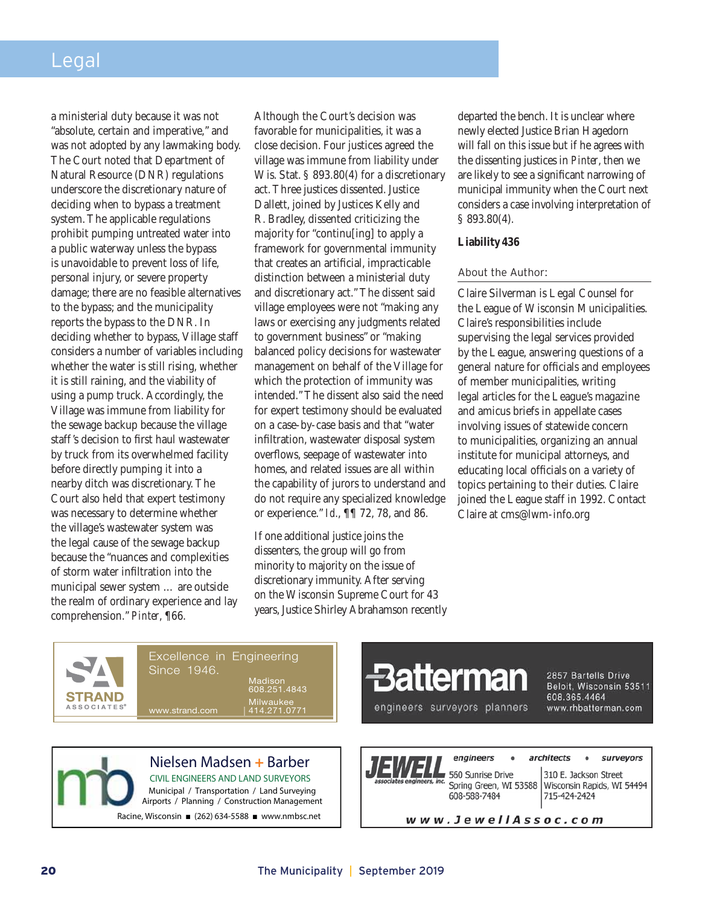a ministerial duty because it was not "absolute, certain and imperative," and was not adopted by any lawmaking body. The Court noted that Department of Natural Resource (DNR) regulations underscore the discretionary nature of deciding when to bypass a treatment system. The applicable regulations prohibit pumping untreated water into a public waterway unless the bypass is unavoidable to prevent loss of life, personal injury, or severe property damage; there are no feasible alternatives to the bypass; and the municipality reports the bypass to the DNR. In deciding whether to bypass, Village staff considers a number of variables including whether the water is still rising, whether it is still raining, and the viability of using a pump truck. Accordingly, the Village was immune from liability for the sewage backup because the village staff's decision to first haul wastewater by truck from its overwhelmed facility before directly pumping it into a nearby ditch was discretionary. The Court also held that expert testimony was necessary to determine whether the village's wastewater system was the legal cause of the sewage backup because the "nuances and complexities of storm water infiltration into the municipal sewer system … are outside the realm of ordinary experience and lay comprehension." *Pinter,* ¶66.

Although the Court's decision was favorable for municipalities, it was a close decision. Four justices agreed the village was immune from liability under Wis. Stat. § 893.80(4) for a discretionary act. Three justices dissented. Justice Dallett, joined by Justices Kelly and R. Bradley, dissented criticizing the majority for "continu[ing] to apply a framework for governmental immunity that creates an artificial, impracticable distinction between a ministerial duty and discretionary act." The dissent said village employees were not "making any laws or exercising any judgments related to government business" or "making balanced policy decisions for wastewater management on behalf of the Village for which the protection of immunity was intended." The dissent also said the need for expert testimony should be evaluated on a case-by-case basis and that "water infiltration, wastewater disposal system overflows, seepage of wastewater into homes, and related issues are all within the capability of jurors to understand and do not require any specialized knowledge or experience." *Id.,* ¶¶ 72, 78, and 86.

If one additional justice joins the dissenters, the group will go from minority to majority on the issue of discretionary immunity. After serving on the Wisconsin Supreme Court for 43 years, Justice Shirley Abrahamson recently departed the bench. It is unclear where newly elected Justice Brian Hagedorn will fall on this issue but if he agrees with the dissenting justices in *Pinter,* then we are likely to see a significant narrowing of municipal immunity when the Court next considers a case involving interpretation of § 893.80(4).

**Liability 436**

### About the Author:

Claire Silverman is Legal Counsel for the League of Wisconsin Municipalities. Claire's responsibilities include supervising the legal services provided by the League, answering questions of a general nature for officials and employees of member municipalities, writing legal articles for the League's magazine and amicus briefs in appellate cases involving issues of statewide concern to municipalities, organizing an annual institute for municipal attorneys, and educating local officials on a variety of topics pertaining to their duties. Claire joined the League staff in 1992. Contact Claire at cms@lwm-info.org

STRAND ASSOCIATES® — Excellence in Engineering Since 1946. www.strand.com — Madison 608.251.4843 — Milwaukee 414.271.0771

Batterman — engineers surveyors planners — 2857 Bartells Drive, Beloit, Wisconsin 53511 — 608.365.4464 — www.rhbatterman.com

Nielsen Madsen + Barber — CIVIL ENGINEERS AND LAND SURVEYORS — Municipal / Transportation / Land Surveying — Airports / Planning / Construction Management — Racine, Wisconsin ■ (262) 634-5588 ■ www.nmbsc.net

JEWELL associates engineers, inc. — engineers • architects • surveyors — 560 Sunrise Drive, Spring Green, WI 53588, 608-588-7484 — 310 E. Jackson Street, Wisconsin Rapids, WI 54494, 715-424-2424 — www.JewellAssoc.com